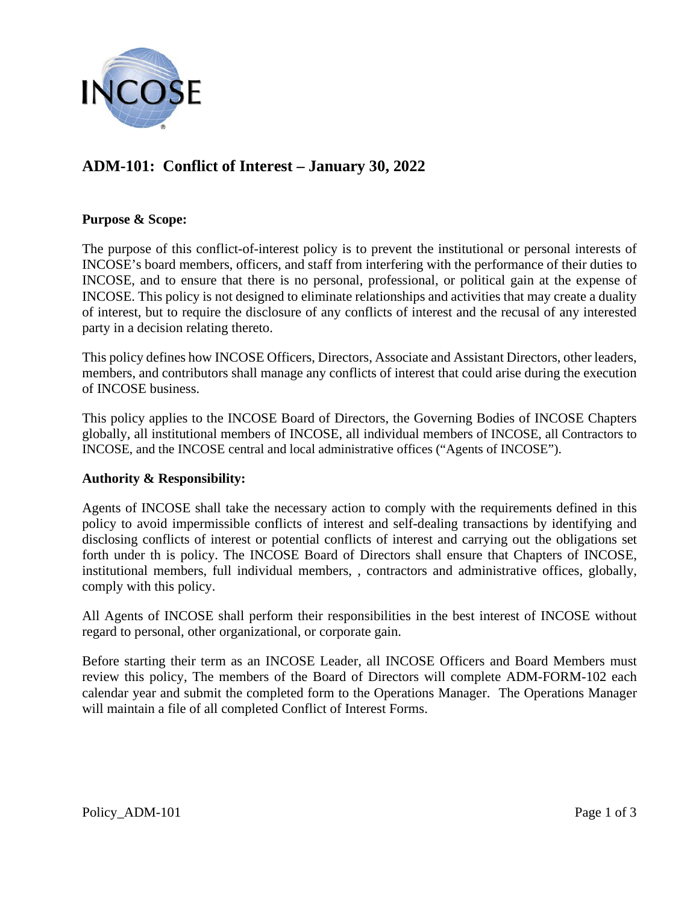# ADM-101: Conflict of Interest – January 30, 2022

**Purpose & Scope:**

The purpose of this conflict-of-interest policy is to prevent the institutional or personal interests of INCOSE's board members, officers, and staff from interfering with the performance of their duties to INCOSE, and to ensure that there is no personal, professional, or political gain at the expense of INCOSE. This policy is not designed to eliminate relationships and activities that may create a duality of interest, but to require the disclosure of any conflicts of interest and the recusal of any interested party in a decision relating thereto.

This policy defines how INCOSE Officers, Directors, Associate and Assistant Directors, other leaders, members, and contributors shall manage any conflicts of interest that could arise during the execution of INCOSE business.

This policy applies to the INCOSE Board of Directors, the Governing Bodies of INCOSE Chapters globally, all institutional members of INCOSE, all individual members of INCOSE, all Contractors to INCOSE, and the INCOSE central and local administrative offices ("Agents of INCOSE").

**Authority & Responsibility:**

Agents of INCOSE shall take the necessary action to comply with the requirements defined in this policy to avoid impermissible conflicts of interest and self-dealing transactions by identifying and disclosing conflicts of interest or potential conflicts of interest and carrying out the obligations set forth under th is policy. The INCOSE Board of Directors shall ensure that Chapters of INCOSE, institutional members, full individual members, , contractors and administrative offices, globally, comply with this policy.

All Agents of INCOSE shall perform their responsibilities in the best interest of INCOSE without regard to personal, other organizational, or corporate gain.

Before starting their term as an INCOSE Leader, all INCOSE Officers and Board Members must review this policy, The members of the Board of Directors will complete ADM-FORM-102 each calendar year and submit the completed form to the Operations Manager. The Operations Manager will maintain a file of all completed Conflict of Interest Forms.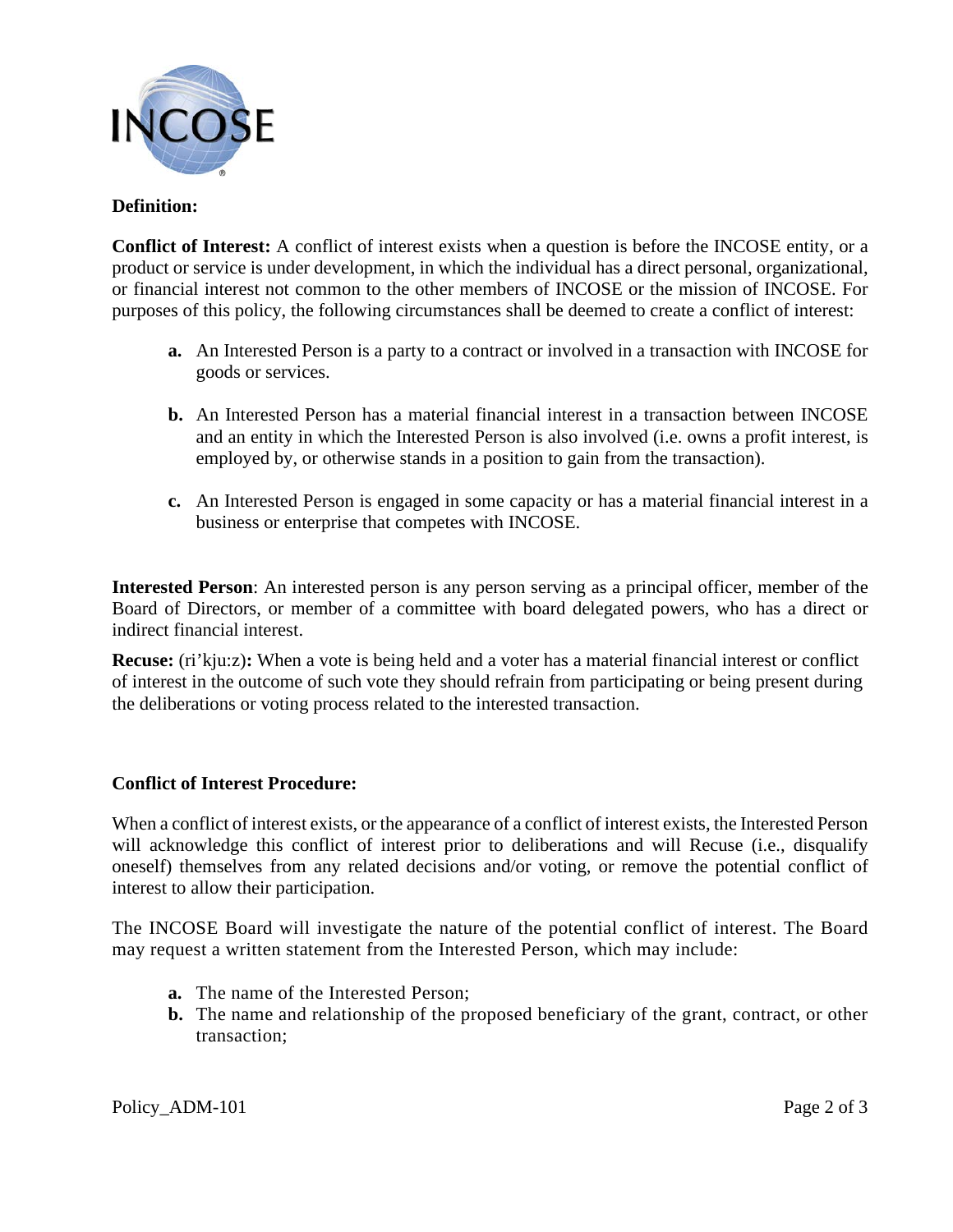**Definition:**

**Conflict of Interest:** A conflict of interest exists when a question is before the INCOSE entity, or a product or service is under development, in which the individual has a direct personal, organizational, or financial interest not common to the other members of INCOSE or the mission of INCOSE. For purposes of this policy, the following circumstances shall be deemed to create a conflict of interest:

- **a.** An Interested Person is a party to a contract or involved in a transaction with INCOSE for goods or services.
- **b.** An Interested Person has a material financial interest in a transaction between INCOSE and an entity in which the Interested Person is also involved (i.e. owns a profit interest, is employed by, or otherwise stands in a position to gain from the transaction).
- **c.** An Interested Person is engaged in some capacity or has a material financial interest in a business or enterprise that competes with INCOSE.

**Interested Person**: An interested person is any person serving as a principal officer, member of the Board of Directors, or member of a committee with board delegated powers, who has a direct or indirect financial interest.

**Recuse:** (ri'kju:z)**:** When a vote is being held and a voter has a material financial interest or conflict of interest in the outcome of such vote they should refrain from participating or being present during the deliberations or voting process related to the interested transaction.

**Conflict of Interest Procedure:**

When a conflict of interest exists, or the appearance of a conflict of interest exists, the Interested Person will acknowledge this conflict of interest prior to deliberations and will Recuse (i.e., disqualify oneself) themselves from any related decisions and/or voting, or remove the potential conflict of interest to allow their participation.

The INCOSE Board will investigate the nature of the potential conflict of interest. The Board may request a written statement from the Interested Person, which may include:

- **a.** The name of the Interested Person;
- **b.** The name and relationship of the proposed beneficiary of the grant, contract, or other transaction;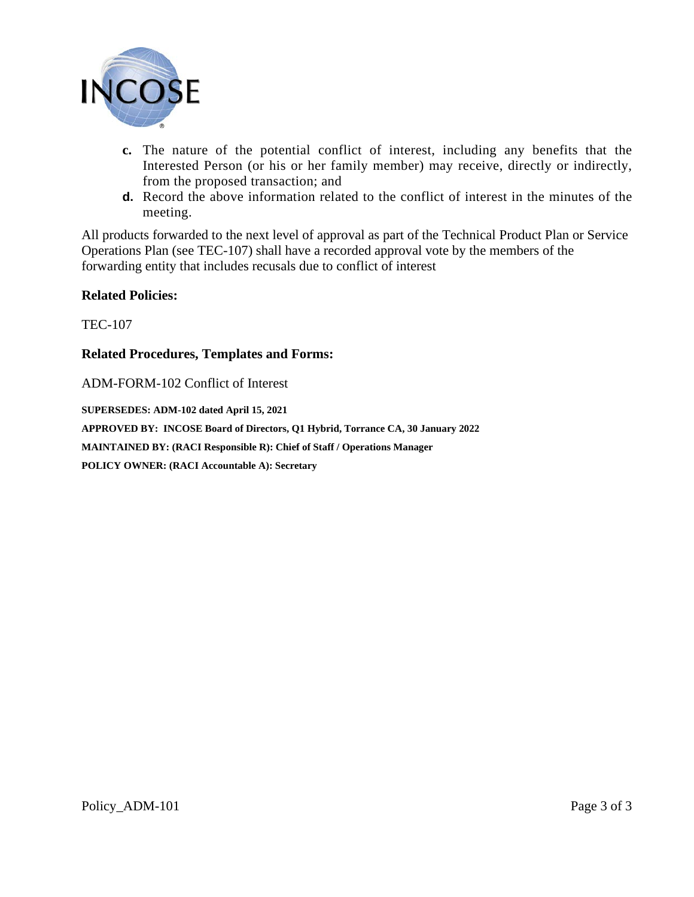c. The nature of the potential conflict of interest, including any benefits that the Interested Person (or his or her family member) may receive, directly or indirectly, from the proposed transaction; and
d. Record the above information related to the conflict of interest in the minutes of the meeting.

All products forwarded to the next level of approval as part of the Technical Product Plan or Service Operations Plan (see TEC-107) shall have a recorded approval vote by the members of the forwarding entity that includes recusals due to conflict of interest

**Related Policies:**

TEC-107

**Related Procedures, Templates and Forms:**

ADM-FORM-102 Conflict of Interest

**SUPERSEDES: ADM-102 dated April 15, 2021**

**APPROVED BY: INCOSE Board of Directors, Q1 Hybrid, Torrance CA, 30 January 2022**

**MAINTAINED BY: (RACI Responsible R): Chief of Staff / Operations Manager**

**POLICY OWNER: (RACI Accountable A): Secretary**